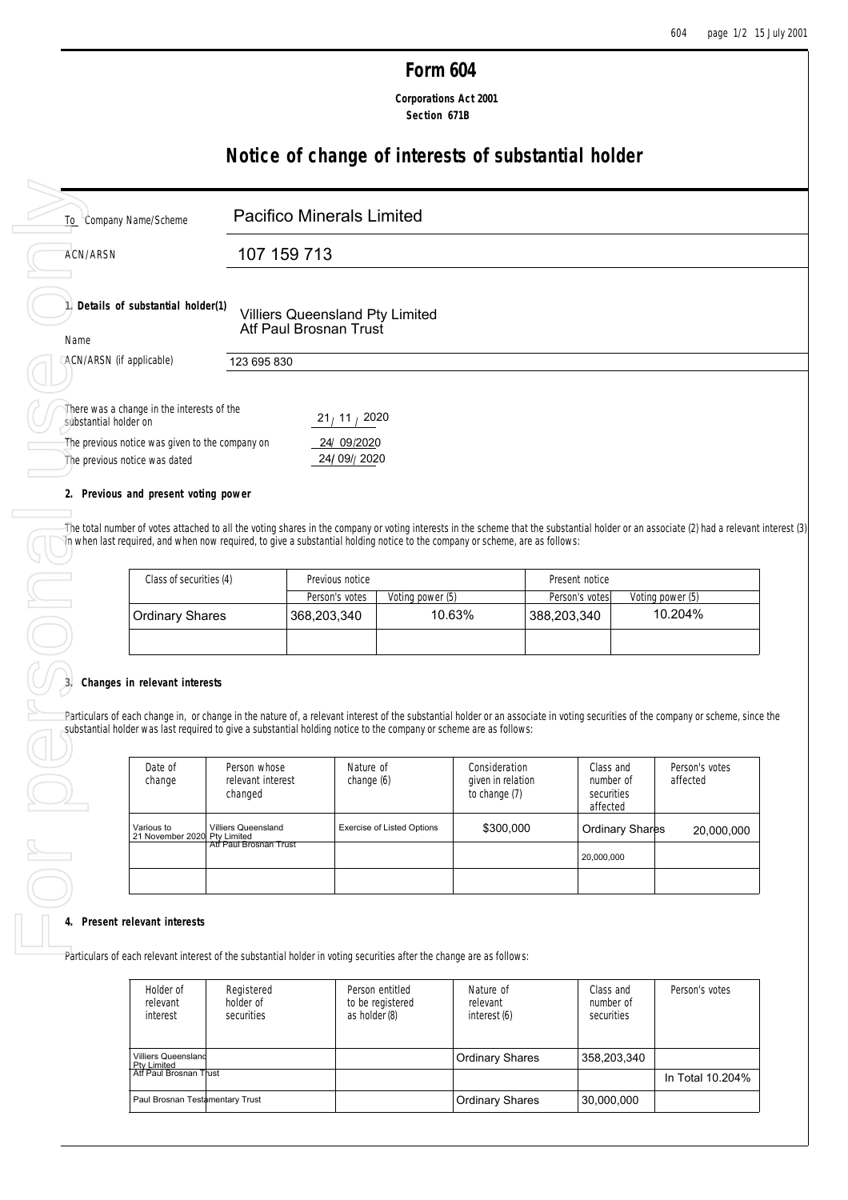# Form 604

**Corporations Act 2001**
**Section 671B**

## Notice of change of interests of substantial holder

To Company Name/Scheme: Pacifico Minerals Limited

ACN/ARSN: 107 159 713

**1. Details of substantial holder(1)**

Name: Villiers Queensland Pty Limited Atf Paul Brosnan Trust

ACN/ARSN (if applicable): 123 695 830

There was a change in the interests of the substantial holder on: 21 / 11 / 2020

The previous notice was given to the company on: 24/ 09/2020

The previous notice was dated: 24/ 09/ 2020

**2. Previous and present voting power**

The total number of votes attached to all the voting shares in the company or voting interests in the scheme that the substantial holder or an associate (2) had a relevant interest (3) in when last required, and when now required, to give a substantial holding notice to the company or scheme, are as follows:

| Class of securities (4) | Previous notice | | Present notice | |
|---|---|---|---|---|
| | Person's votes | Voting power (5) | Person's votes | Voting power (5) |
| Ordinary Shares | 368,203,340 | 10.63% | 388,203,340 | 10.204% |
| | | | | |

**3. Changes in relevant interests**

Particulars of each change in, or change in the nature of, a relevant interest of the substantial holder or an associate in voting securities of the company or scheme, since the substantial holder was last required to give a substantial holding notice to the company or scheme are as follows:

| Date of change | Person whose relevant interest changed | Nature of change (6) | Consideration given in relation to change (7) | Class and number of securities affected | Person's votes affected |
|---|---|---|---|---|---|
| Various to 21 November 2020 | Villiers Queensland Pty Limited Atf Paul Brosnan Trust | Exercise of Listed Options | $300,000 | Ordinary Shares | 20,000,000 |
| | | | | 20,000,000 | |
| | | | | | |

**4. Present relevant interests**

Particulars of each relevant interest of the substantial holder in voting securities after the change are as follows:

| Holder of relevant interest | Registered holder of securities | Person entitled to be registered as holder (8) | Nature of relevant interest (6) | Class and number of securities | Person's votes |
|---|---|---|---|---|---|
| Villiers Queensland Pty Limited Atf Paul Brosnan Trust | | | Ordinary Shares | 358,203,340 | |
| | | | | | In Total 10.204% |
| Paul Brosnan Testamentary Trust | | | Ordinary Shares | 30,000,000 | |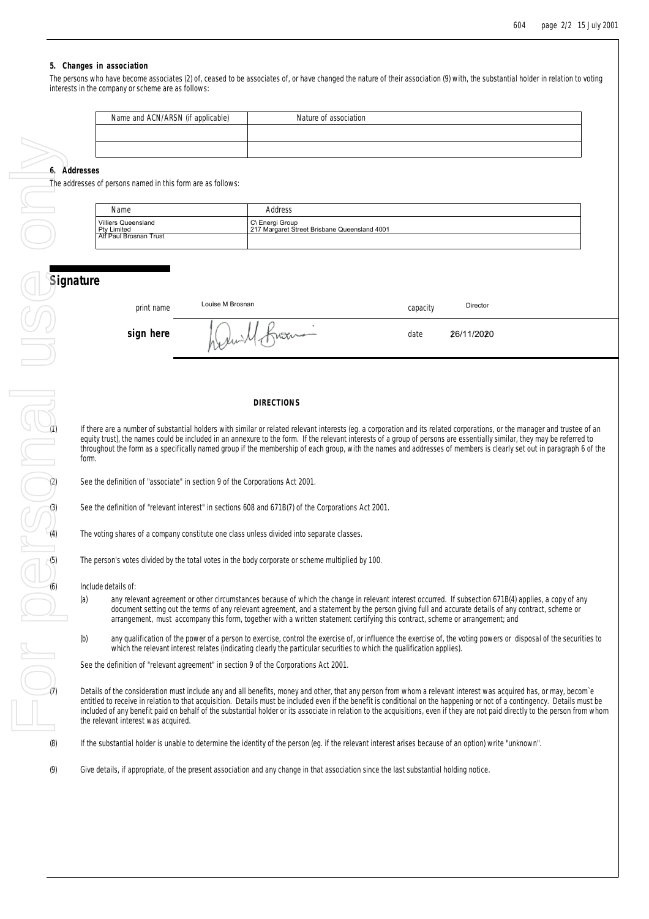## 5. Changes in association

The persons who have become associates (2) of, ceased to be associates of, or have changed the nature of their association (9) with, the substantial holder in relation to voting interests in the company or scheme are as follows:

| Name and ACN/ARSN (if applicable) | Nature of association |
|---|---|
| | |
| | |

## 6. Addresses

The addresses of persons named in this form are as follows:

| Name | Address |
|---|---|
| Villiers Queensland Pty Limited Atf Paul Brosnan Trust | C\ Energi Group 217 Margaret Street Brisbane Queensland 4001 |
| | |

## Signature

print name Louise M Brosnan capacity Director

sign here date 26/11/2020

### DIRECTIONS

(1) If there are a number of substantial holders with similar or related relevant interests (eg. a corporation and its related corporations, or the manager and trustee of an equity trust), the names could be included in an annexure to the form. If the relevant interests of a group of persons are essentially similar, they may be referred to throughout the form as a specifically named group if the membership of each group, with the names and addresses of members is clearly set out in paragraph 6 of the form.

(2) See the definition of "associate" in section 9 of the Corporations Act 2001.

(3) See the definition of "relevant interest" in sections 608 and 671B(7) of the Corporations Act 2001.

(4) The voting shares of a company constitute one class unless divided into separate classes.

(5) The person's votes divided by the total votes in the body corporate or scheme multiplied by 100.

(6) Include details of:

(a) any relevant agreement or other circumstances because of which the change in relevant interest occurred. If subsection 671B(4) applies, a copy of any document setting out the terms of any relevant agreement, and a statement by the person giving full and accurate details of any contract, scheme or arrangement, must accompany this form, together with a written statement certifying this contract, scheme or arrangement; and

(b) any qualification of the power of a person to exercise, control the exercise of, or influence the exercise of, the voting powers or disposal of the securities to which the relevant interest relates (indicating clearly the particular securities to which the qualification applies).

See the definition of "relevant agreement" in section 9 of the Corporations Act 2001.

(7) Details of the consideration must include any and all benefits, money and other, that any person from whom a relevant interest was acquired has, or may, becom`e entitled to receive in relation to that acquisition. Details must be included even if the benefit is conditional on the happening or not of a contingency. Details must be included of any benefit paid on behalf of the substantial holder or its associate in relation to the acquisitions, even if they are not paid directly to the person from whom the relevant interest was acquired.

(8) If the substantial holder is unable to determine the identity of the person (eg. if the relevant interest arises because of an option) write "unknown".

(9) Give details, if appropriate, of the present association and any change in that association since the last substantial holding notice.